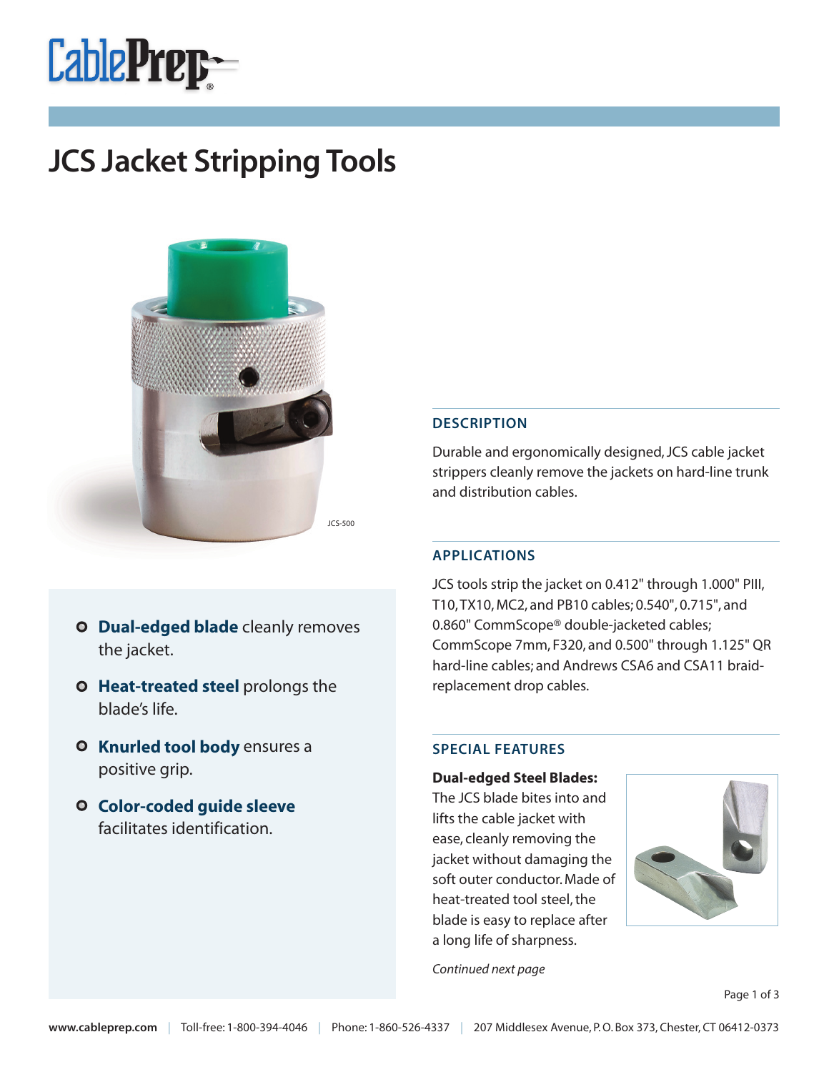# JCS Jacket Stripping Tools

JCS-500

- **Dual-edged blade** cleanly removes the jacket.
- **Heat-treated steel** prolongs the blade's life.
- **Knurled tool body** ensures a positive grip.
- **Color-coded guide sleeve** facilitates identification.

## DESCRIPTION

Durable and ergonomically designed, JCS cable jacket strippers cleanly remove the jackets on hard-line trunk and distribution cables.

## APPLICATIONS

JCS tools strip the jacket on 0.412" through 1.000" PIII, T10, TX10, MC2, and PB10 cables; 0.540", 0.715", and 0.860" CommScope® double-jacketed cables; CommScope 7mm, F320, and 0.500" through 1.125" QR hard-line cables; and Andrews CSA6 and CSA11 braid-replacement drop cables.

## SPECIAL FEATURES

**Dual-edged Steel Blades:**
The JCS blade bites into and lifts the cable jacket with ease, cleanly removing the jacket without damaging the soft outer conductor. Made of heat-treated tool steel, the blade is easy to replace after a long life of sharpness.

*Continued next page*

www.cableprep.com | Toll-free: 1-800-394-4046 | Phone: 1-860-526-4337 | 207 Middlesex Avenue, P. O. Box 373, Chester, CT 06412-0373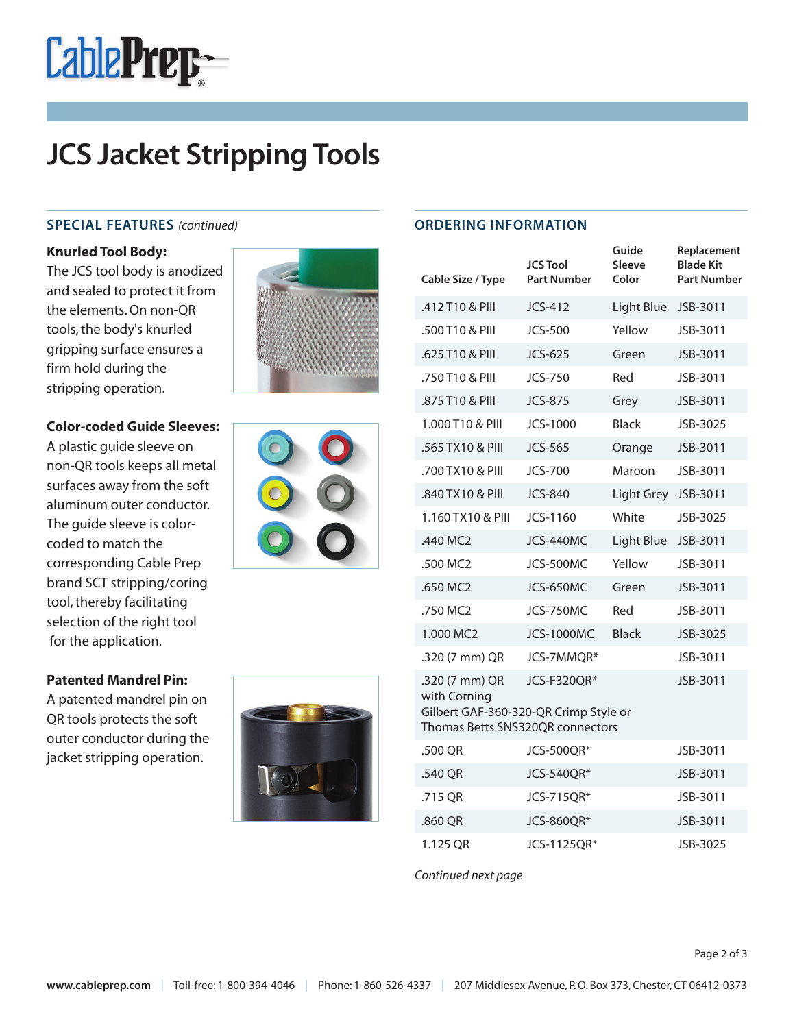# JCS Jacket Stripping Tools

## SPECIAL FEATURES *(continued)*

**Knurled Tool Body:**
The JCS tool body is anodized and sealed to protect it from the elements. On non-QR tools, the body's knurled gripping surface ensures a firm hold during the stripping operation.

**Color-coded Guide Sleeves:**
A plastic guide sleeve on non-QR tools keeps all metal surfaces away from the soft aluminum outer conductor. The guide sleeve is color-coded to match the corresponding Cable Prep brand SCT stripping/coring tool, thereby facilitating selection of the right tool for the application.

**Patented Mandrel Pin:**
A patented mandrel pin on QR tools protects the soft outer conductor during the jacket stripping operation.

## ORDERING INFORMATION

| Cable Size / Type | JCS Tool Part Number | Guide Sleeve Color | Replacement Blade Kit Part Number |
|---|---|---|---|
| .412 T10 & PIII | JCS-412 | Light Blue | JSB-3011 |
| .500 T10 & PIII | JCS-500 | Yellow | JSB-3011 |
| .625 T10 & PIII | JCS-625 | Green | JSB-3011 |
| .750 T10 & PIII | JCS-750 | Red | JSB-3011 |
| .875 T10 & PIII | JCS-875 | Grey | JSB-3011 |
| 1.000 T10 & PIII | JCS-1000 | Black | JSB-3025 |
| .565 TX10 & PIII | JCS-565 | Orange | JSB-3011 |
| .700 TX10 & PIII | JCS-700 | Maroon | JSB-3011 |
| .840 TX10 & PIII | JCS-840 | Light Grey | JSB-3011 |
| 1.160 TX10 & PIII | JCS-1160 | White | JSB-3025 |
| .440 MC2 | JCS-440MC | Light Blue | JSB-3011 |
| .500 MC2 | JCS-500MC | Yellow | JSB-3011 |
| .650 MC2 | JCS-650MC | Green | JSB-3011 |
| .750 MC2 | JCS-750MC | Red | JSB-3011 |
| 1.000 MC2 | JCS-1000MC | Black | JSB-3025 |
| .320 (7 mm) QR | JCS-7MMQR* | | JSB-3011 |
| .320 (7 mm) QR with Corning Gilbert GAF-360-320-QR Crimp Style or Thomas Betts SNS320QR connectors | JCS-F320QR* | | JSB-3011 |
| .500 QR | JCS-500QR* | | JSB-3011 |
| .540 QR | JCS-540QR* | | JSB-3011 |
| .715 QR | JCS-715QR* | | JSB-3011 |
| .860 QR | JCS-860QR* | | JSB-3011 |
| 1.125 QR | JCS-1125QR* | | JSB-3025 |

*Continued next page*

**www.cableprep.com** | Toll-free: 1-800-394-4046 | Phone: 1-860-526-4337 | 207 Middlesex Avenue, P. O. Box 373, Chester, CT 06412-0373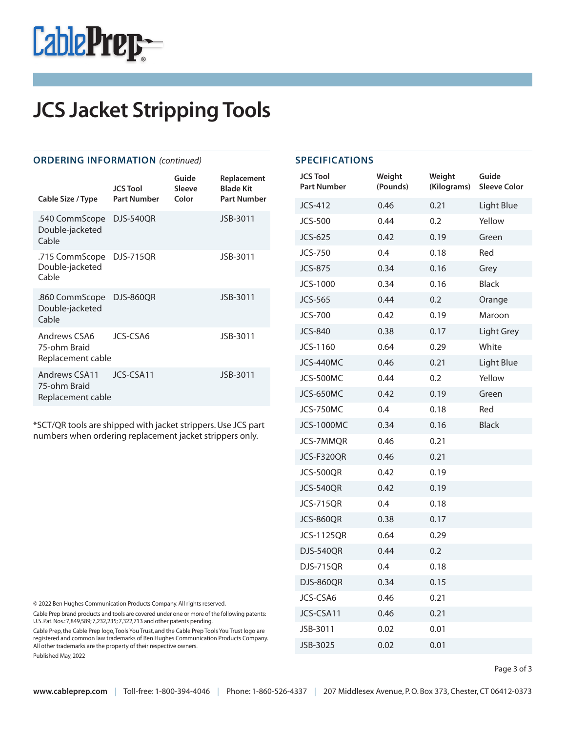# JCS Jacket Stripping Tools

## ORDERING INFORMATION *(continued)*

| Cable Size / Type | JCS Tool Part Number | Guide Sleeve Color | Replacement Blade Kit Part Number |
|---|---|---|---|
| .540 CommScope Double-jacketed Cable | DJS-540QR | | JSB-3011 |
| .715 CommScope Double-jacketed Cable | DJS-715QR | | JSB-3011 |
| .860 CommScope Double-jacketed Cable | DJS-860QR | | JSB-3011 |
| Andrews CSA6 75-ohm Braid Replacement cable | JCS-CSA6 | | JSB-3011 |
| Andrews CSA11 75-ohm Braid Replacement cable | JCS-CSA11 | | JSB-3011 |

*SCT/QR tools are shipped with jacket strippers. Use JCS part numbers when ordering replacement jacket strippers only.

## SPECIFICATIONS

| JCS Tool Part Number | Weight (Pounds) | Weight (Kilograms) | Guide Sleeve Color |
|---|---|---|---|
| JCS-412 | 0.46 | 0.21 | Light Blue |
| JCS-500 | 0.44 | 0.2 | Yellow |
| JCS-625 | 0.42 | 0.19 | Green |
| JCS-750 | 0.4 | 0.18 | Red |
| JCS-875 | 0.34 | 0.16 | Grey |
| JCS-1000 | 0.34 | 0.16 | Black |
| JCS-565 | 0.44 | 0.2 | Orange |
| JCS-700 | 0.42 | 0.19 | Maroon |
| JCS-840 | 0.38 | 0.17 | Light Grey |
| JCS-1160 | 0.64 | 0.29 | White |
| JCS-440MC | 0.46 | 0.21 | Light Blue |
| JCS-500MC | 0.44 | 0.2 | Yellow |
| JCS-650MC | 0.42 | 0.19 | Green |
| JCS-750MC | 0.4 | 0.18 | Red |
| JCS-1000MC | 0.34 | 0.16 | Black |
| JCS-7MMQR | 0.46 | 0.21 | |
| JCS-F320QR | 0.46 | 0.21 | |
| JCS-500QR | 0.42 | 0.19 | |
| JCS-540QR | 0.42 | 0.19 | |
| JCS-715QR | 0.4 | 0.18 | |
| JCS-860QR | 0.38 | 0.17 | |
| JCS-1125QR | 0.64 | 0.29 | |
| DJS-540QR | 0.44 | 0.2 | |
| DJS-715QR | 0.4 | 0.18 | |
| DJS-860QR | 0.34 | 0.15 | |
| JCS-CSA6 | 0.46 | 0.21 | |
| JCS-CSA11 | 0.46 | 0.21 | |
| JSB-3011 | 0.02 | 0.01 | |
| JSB-3025 | 0.02 | 0.01 | |

© 2022 Ben Hughes Communication Products Company. All rights reserved.

Cable Prep brand products and tools are covered under one or more of the following patents: U.S. Pat. Nos.: 7,849,589; 7,232,235; 7,322,713 and other patents pending.

Cable Prep, the Cable Prep logo, Tools You Trust, and the Cable Prep Tools You Trust logo are registered and common law trademarks of Ben Hughes Communication Products Company. All other trademarks are the property of their respective owners.

Published May, 2022

www.cableprep.com | Toll-free: 1-800-394-4046 | Phone: 1-860-526-4337 | 207 Middlesex Avenue, P. O. Box 373, Chester, CT 06412-0373